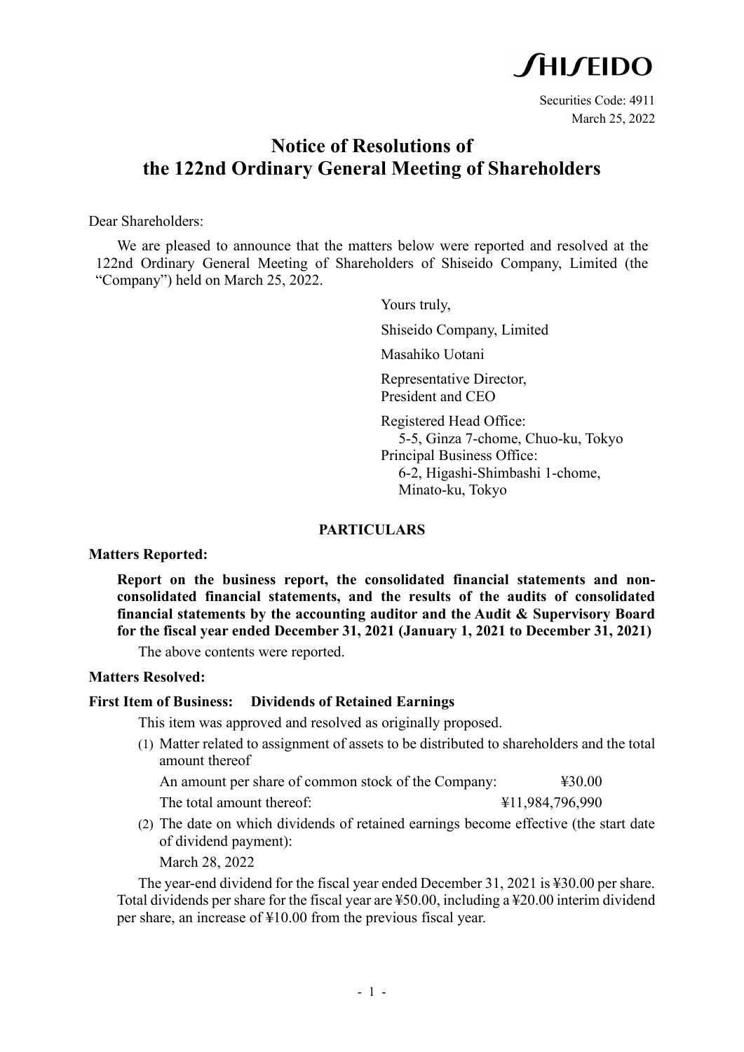SHISEIDO

Securities Code: 4911
March 25, 2022

# Notice of Resolutions of the 122nd Ordinary General Meeting of Shareholders

Dear Shareholders:

We are pleased to announce that the matters below were reported and resolved at the 122nd Ordinary General Meeting of Shareholders of Shiseido Company, Limited (the "Company") held on March 25, 2022.

Yours truly,

Shiseido Company, Limited

Masahiko Uotani

Representative Director,
President and CEO

Registered Head Office:
5-5, Ginza 7-chome, Chuo-ku, Tokyo
Principal Business Office:
6-2, Higashi-Shimbashi 1-chome,
Minato-ku, Tokyo

## PARTICULARS

**Matters Reported:**

**Report on the business report, the consolidated financial statements and non-consolidated financial statements, and the results of the audits of consolidated financial statements by the accounting auditor and the Audit & Supervisory Board for the fiscal year ended December 31, 2021 (January 1, 2021 to December 31, 2021)**

The above contents were reported.

**Matters Resolved:**

**First Item of Business: Dividends of Retained Earnings**

This item was approved and resolved as originally proposed.

(1) Matter related to assignment of assets to be distributed to shareholders and the total amount thereof

An amount per share of common stock of the Company: ¥30.00

The total amount thereof: ¥11,984,796,990

(2) The date on which dividends of retained earnings become effective (the start date of dividend payment):

March 28, 2022

The year-end dividend for the fiscal year ended December 31, 2021 is ¥30.00 per share. Total dividends per share for the fiscal year are ¥50.00, including a ¥20.00 interim dividend per share, an increase of ¥10.00 from the previous fiscal year.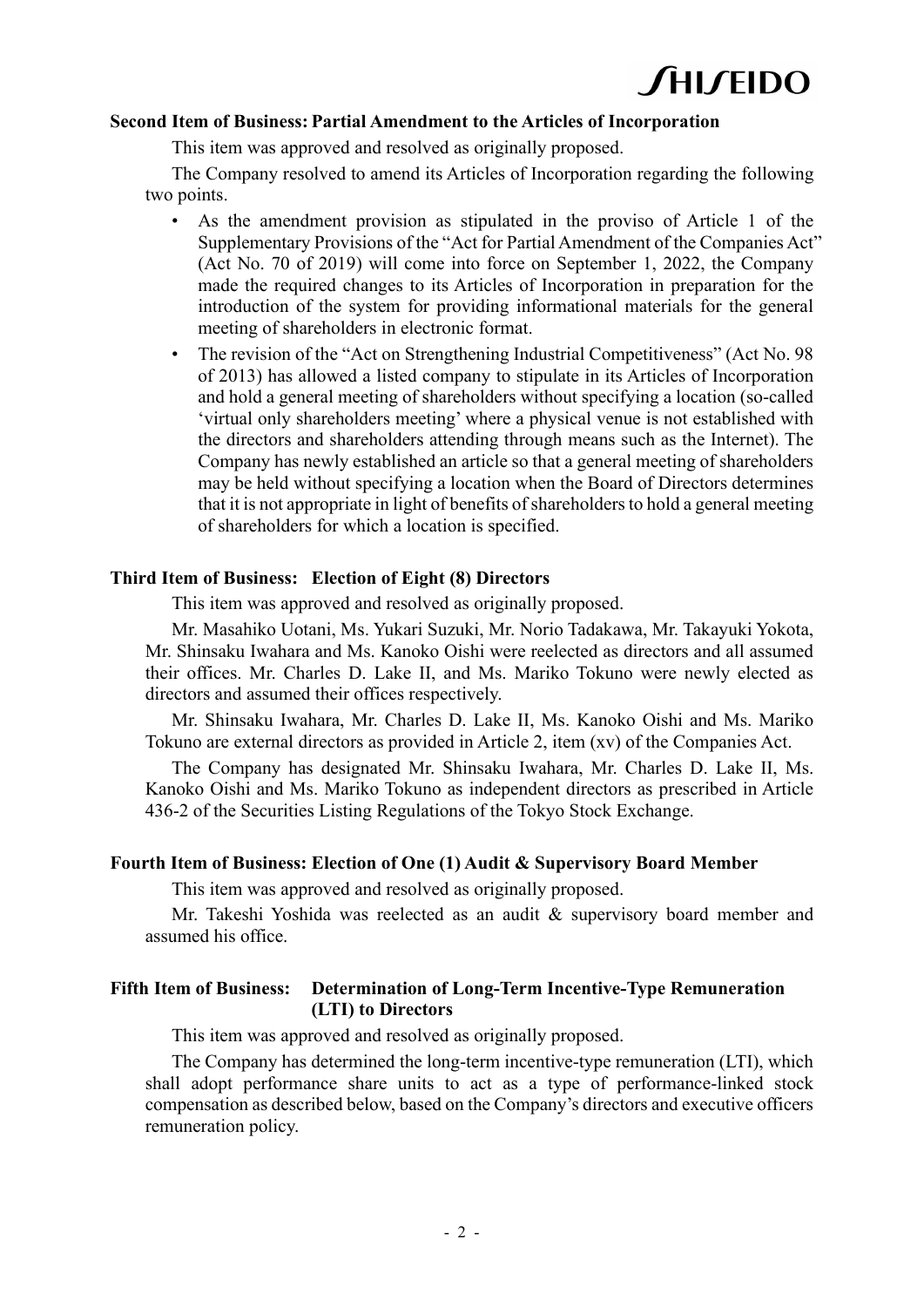### Second Item of Business: Partial Amendment to the Articles of Incorporation

This item was approved and resolved as originally proposed.

The Company resolved to amend its Articles of Incorporation regarding the following two points.

- As the amendment provision as stipulated in the proviso of Article 1 of the Supplementary Provisions of the "Act for Partial Amendment of the Companies Act" (Act No. 70 of 2019) will come into force on September 1, 2022, the Company made the required changes to its Articles of Incorporation in preparation for the introduction of the system for providing informational materials for the general meeting of shareholders in electronic format.
- The revision of the "Act on Strengthening Industrial Competitiveness" (Act No. 98 of 2013) has allowed a listed company to stipulate in its Articles of Incorporation and hold a general meeting of shareholders without specifying a location (so-called 'virtual only shareholders meeting' where a physical venue is not established with the directors and shareholders attending through means such as the Internet). The Company has newly established an article so that a general meeting of shareholders may be held without specifying a location when the Board of Directors determines that it is not appropriate in light of benefits of shareholders to hold a general meeting of shareholders for which a location is specified.

### Third Item of Business: Election of Eight (8) Directors

This item was approved and resolved as originally proposed.

Mr. Masahiko Uotani, Ms. Yukari Suzuki, Mr. Norio Tadakawa, Mr. Takayuki Yokota, Mr. Shinsaku Iwahara and Ms. Kanoko Oishi were reelected as directors and all assumed their offices. Mr. Charles D. Lake II, and Ms. Mariko Tokuno were newly elected as directors and assumed their offices respectively.

Mr. Shinsaku Iwahara, Mr. Charles D. Lake II, Ms. Kanoko Oishi and Ms. Mariko Tokuno are external directors as provided in Article 2, item (xv) of the Companies Act.

The Company has designated Mr. Shinsaku Iwahara, Mr. Charles D. Lake II, Ms. Kanoko Oishi and Ms. Mariko Tokuno as independent directors as prescribed in Article 436-2 of the Securities Listing Regulations of the Tokyo Stock Exchange.

### Fourth Item of Business: Election of One (1) Audit & Supervisory Board Member

This item was approved and resolved as originally proposed.

Mr. Takeshi Yoshida was reelected as an audit & supervisory board member and assumed his office.

### Fifth Item of Business: Determination of Long-Term Incentive-Type Remuneration (LTI) to Directors

This item was approved and resolved as originally proposed.

The Company has determined the long-term incentive-type remuneration (LTI), which shall adopt performance share units to act as a type of performance-linked stock compensation as described below, based on the Company's directors and executive officers remuneration policy.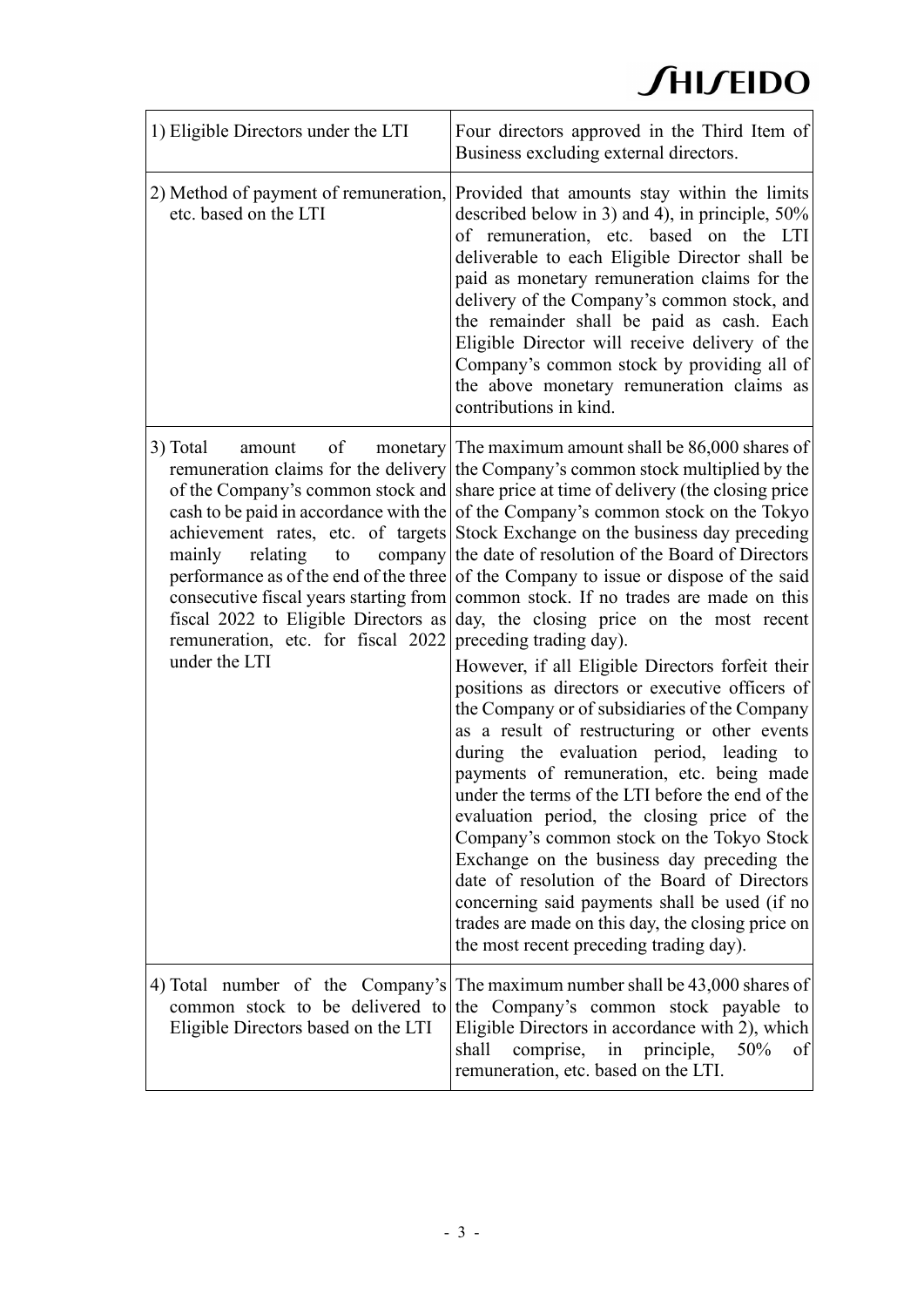| 1) Eligible Directors under the LTI | Four directors approved in the Third Item of Business excluding external directors. |
|---|---|
| 2) Method of payment of remuneration, etc. based on the LTI | Provided that amounts stay within the limits described below in 3) and 4), in principle, 50% of remuneration, etc. based on the LTI deliverable to each Eligible Director shall be paid as monetary remuneration claims for the delivery of the Company's common stock, and the remainder shall be paid as cash. Each Eligible Director will receive delivery of the Company's common stock by providing all of the above monetary remuneration claims as contributions in kind. |
| 3) Total amount of monetary remuneration claims for the delivery of the Company's common stock and cash to be paid in accordance with the achievement rates, etc. of targets mainly relating to company performance as of the end of the three consecutive fiscal years starting from fiscal 2022 to Eligible Directors as remuneration, etc. for fiscal 2022 under the LTI | The maximum amount shall be 86,000 shares of the Company's common stock multiplied by the share price at time of delivery (the closing price of the Company's common stock on the Tokyo Stock Exchange on the business day preceding the date of resolution of the Board of Directors of the Company to issue or dispose of the said common stock. If no trades are made on this day, the closing price on the most recent preceding trading day).<br><br>However, if all Eligible Directors forfeit their positions as directors or executive officers of the Company or of subsidiaries of the Company as a result of restructuring or other events during the evaluation period, leading to payments of remuneration, etc. being made under the terms of the LTI before the end of the evaluation period, the closing price of the Company's common stock on the Tokyo Stock Exchange on the business day preceding the date of resolution of the Board of Directors concerning said payments shall be used (if no trades are made on this day, the closing price on the most recent preceding trading day). |
| 4) Total number of the Company's common stock to be delivered to Eligible Directors based on the LTI | The maximum number shall be 43,000 shares of the Company's common stock payable to Eligible Directors in accordance with 2), which shall comprise, in principle, 50% of remuneration, etc. based on the LTI. |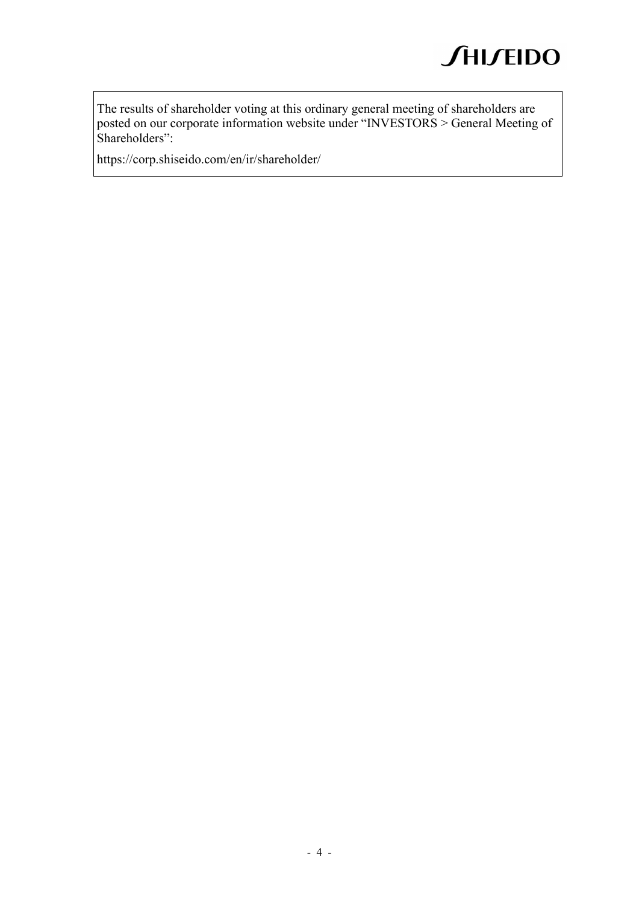The results of shareholder voting at this ordinary general meeting of shareholders are posted on our corporate information website under "INVESTORS > General Meeting of Shareholders":

https://corp.shiseido.com/en/ir/shareholder/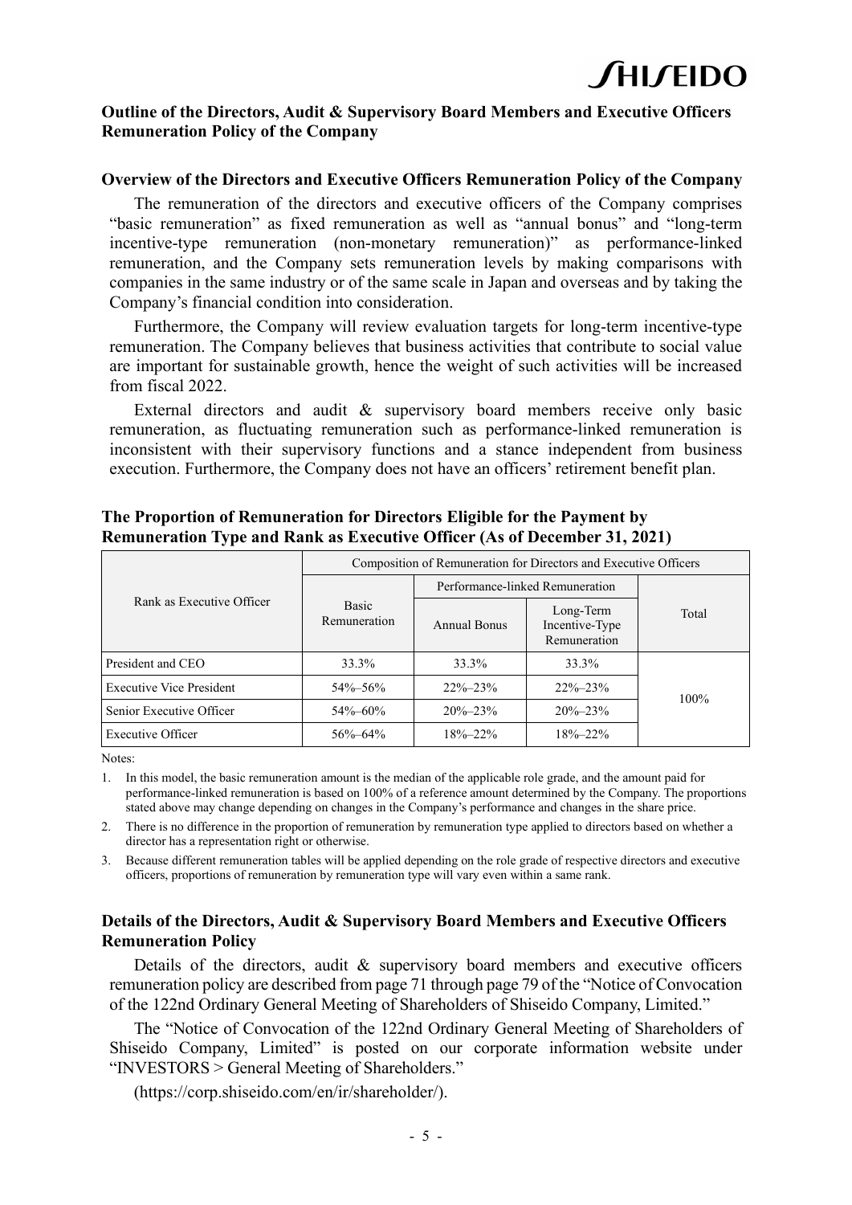## Outline of the Directors, Audit & Supervisory Board Members and Executive Officers Remuneration Policy of the Company

### Overview of the Directors and Executive Officers Remuneration Policy of the Company

The remuneration of the directors and executive officers of the Company comprises "basic remuneration" as fixed remuneration as well as "annual bonus" and "long-term incentive-type remuneration (non-monetary remuneration)" as performance-linked remuneration, and the Company sets remuneration levels by making comparisons with companies in the same industry or of the same scale in Japan and overseas and by taking the Company's financial condition into consideration.

Furthermore, the Company will review evaluation targets for long-term incentive-type remuneration. The Company believes that business activities that contribute to social value are important for sustainable growth, hence the weight of such activities will be increased from fiscal 2022.

External directors and audit & supervisory board members receive only basic remuneration, as fluctuating remuneration such as performance-linked remuneration is inconsistent with their supervisory functions and a stance independent from business execution. Furthermore, the Company does not have an officers' retirement benefit plan.

### The Proportion of Remuneration for Directors Eligible for the Payment by Remuneration Type and Rank as Executive Officer (As of December 31, 2021)

| Rank as Executive Officer | Composition of Remuneration for Directors and Executive Officers | | | |
|---|---|---|---|---|
| | Basic Remuneration | Performance-linked Remuneration | | Total |
| | | Annual Bonus | Long-Term Incentive-Type Remuneration | |
| President and CEO | 33.3% | 33.3% | 33.3% | 100% |
| Executive Vice President | 54%–56% | 22%–23% | 22%–23% | |
| Senior Executive Officer | 54%–60% | 20%–23% | 20%–23% | |
| Executive Officer | 56%–64% | 18%–22% | 18%–22% | |

Notes:

1. In this model, the basic remuneration amount is the median of the applicable role grade, and the amount paid for performance-linked remuneration is based on 100% of a reference amount determined by the Company. The proportions stated above may change depending on changes in the Company's performance and changes in the share price.
2. There is no difference in the proportion of remuneration by remuneration type applied to directors based on whether a director has a representation right or otherwise.
3. Because different remuneration tables will be applied depending on the role grade of respective directors and executive officers, proportions of remuneration by remuneration type will vary even within a same rank.

### Details of the Directors, Audit & Supervisory Board Members and Executive Officers Remuneration Policy

Details of the directors, audit & supervisory board members and executive officers remuneration policy are described from page 71 through page 79 of the "Notice of Convocation of the 122nd Ordinary General Meeting of Shareholders of Shiseido Company, Limited."

The "Notice of Convocation of the 122nd Ordinary General Meeting of Shareholders of Shiseido Company, Limited" is posted on our corporate information website under "INVESTORS > General Meeting of Shareholders."

(https://corp.shiseido.com/en/ir/shareholder/).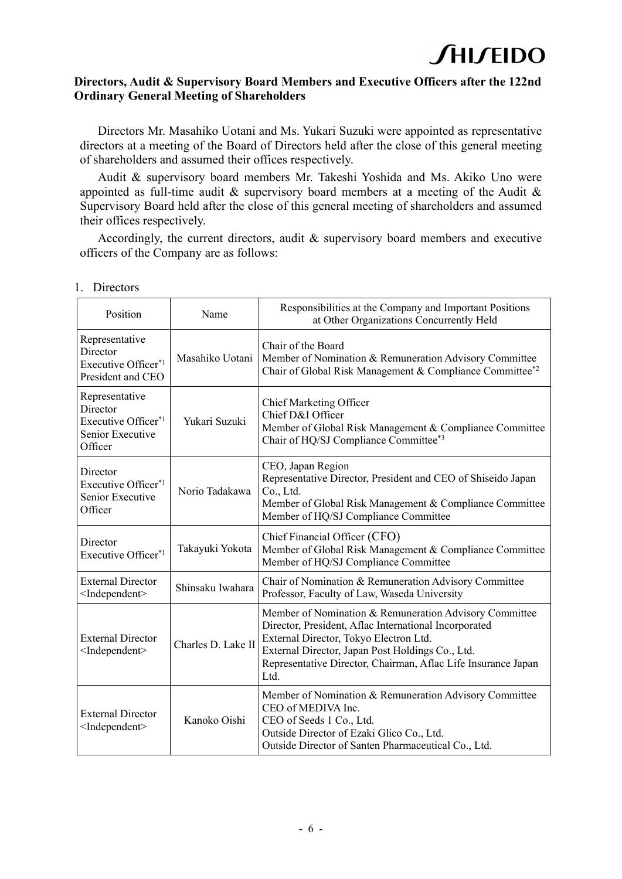**Directors, Audit & Supervisory Board Members and Executive Officers after the 122nd Ordinary General Meeting of Shareholders**

Directors Mr. Masahiko Uotani and Ms. Yukari Suzuki were appointed as representative directors at a meeting of the Board of Directors held after the close of this general meeting of shareholders and assumed their offices respectively.

Audit & supervisory board members Mr. Takeshi Yoshida and Ms. Akiko Uno were appointed as full-time audit & supervisory board members at a meeting of the Audit & Supervisory Board held after the close of this general meeting of shareholders and assumed their offices respectively.

Accordingly, the current directors, audit & supervisory board members and executive officers of the Company are as follows:

1. Directors

| Position | Name | Responsibilities at the Company and Important Positions at Other Organizations Concurrently Held |
|---|---|---|
| Representative Director<br>Executive Officer[*1]<br>President and CEO | Masahiko Uotani | Chair of the Board<br>Member of Nomination & Remuneration Advisory Committee<br>Chair of Global Risk Management & Compliance Committee[*2] |
| Representative Director<br>Executive Officer[*1]<br>Senior Executive Officer | Yukari Suzuki | Chief Marketing Officer<br>Chief D&I Officer<br>Member of Global Risk Management & Compliance Committee<br>Chair of HQ/SJ Compliance Committee[*3] |
| Director<br>Executive Officer[*1]<br>Senior Executive Officer | Norio Tadakawa | CEO, Japan Region<br>Representative Director, President and CEO of Shiseido Japan Co., Ltd.<br>Member of Global Risk Management & Compliance Committee<br>Member of HQ/SJ Compliance Committee |
| Director<br>Executive Officer[*1] | Takayuki Yokota | Chief Financial Officer (CFO)<br>Member of Global Risk Management & Compliance Committee<br>Member of HQ/SJ Compliance Committee |
| External Director<br><Independent> | Shinsaku Iwahara | Chair of Nomination & Remuneration Advisory Committee<br>Professor, Faculty of Law, Waseda University |
| External Director<br><Independent> | Charles D. Lake II | Member of Nomination & Remuneration Advisory Committee<br>Director, President, Aflac International Incorporated<br>External Director, Tokyo Electron Ltd.<br>External Director, Japan Post Holdings Co., Ltd.<br>Representative Director, Chairman, Aflac Life Insurance Japan Ltd. |
| External Director<br><Independent> | Kanoko Oishi | Member of Nomination & Remuneration Advisory Committee<br>CEO of MEDIVA Inc.<br>CEO of Seeds 1 Co., Ltd.<br>Outside Director of Ezaki Glico Co., Ltd.<br>Outside Director of Santen Pharmaceutical Co., Ltd. |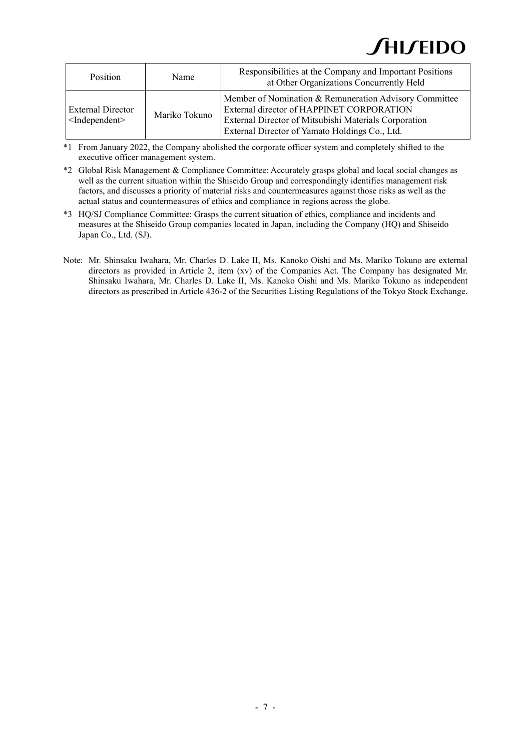| Position | Name | Responsibilities at the Company and Important Positions at Other Organizations Concurrently Held |
|---|---|---|
| External Director <Independent> | Mariko Tokuno | Member of Nomination & Remuneration Advisory Committee<br>External director of HAPPINET CORPORATION<br>External Director of Mitsubishi Materials Corporation<br>External Director of Yamato Holdings Co., Ltd. |

*1 From January 2022, the Company abolished the corporate officer system and completely shifted to the executive officer management system.

*2 Global Risk Management & Compliance Committee: Accurately grasps global and local social changes as well as the current situation within the Shiseido Group and correspondingly identifies management risk factors, and discusses a priority of material risks and countermeasures against those risks as well as the actual status and countermeasures of ethics and compliance in regions across the globe.

*3 HQ/SJ Compliance Committee: Grasps the current situation of ethics, compliance and incidents and measures at the Shiseido Group companies located in Japan, including the Company (HQ) and Shiseido Japan Co., Ltd. (SJ).

Note: Mr. Shinsaku Iwahara, Mr. Charles D. Lake II, Ms. Kanoko Oishi and Ms. Mariko Tokuno are external directors as provided in Article 2, item (xv) of the Companies Act. The Company has designated Mr. Shinsaku Iwahara, Mr. Charles D. Lake II, Ms. Kanoko Oishi and Ms. Mariko Tokuno as independent directors as prescribed in Article 436-2 of the Securities Listing Regulations of the Tokyo Stock Exchange.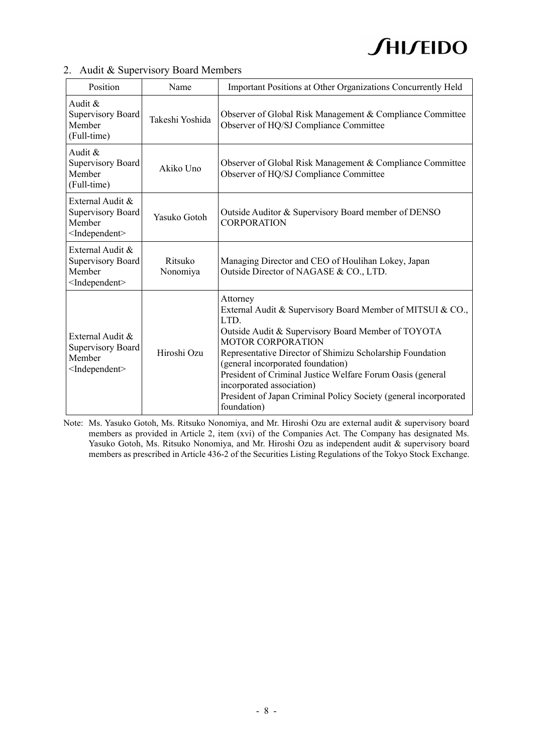## 2. Audit & Supervisory Board Members

| Position | Name | Important Positions at Other Organizations Concurrently Held |
|---|---|---|
| Audit & Supervisory Board Member (Full-time) | Takeshi Yoshida | Observer of Global Risk Management & Compliance Committee<br>Observer of HQ/SJ Compliance Committee |
| Audit & Supervisory Board Member (Full-time) | Akiko Uno | Observer of Global Risk Management & Compliance Committee<br>Observer of HQ/SJ Compliance Committee |
| External Audit & Supervisory Board Member <Independent> | Yasuko Gotoh | Outside Auditor & Supervisory Board member of DENSO CORPORATION |
| External Audit & Supervisory Board Member <Independent> | Ritsuko Nonomiya | Managing Director and CEO of Houlihan Lokey, Japan<br>Outside Director of NAGASE & CO., LTD. |
| External Audit & Supervisory Board Member <Independent> | Hiroshi Ozu | Attorney<br>External Audit & Supervisory Board Member of MITSUI & CO., LTD.<br>Outside Audit & Supervisory Board Member of TOYOTA MOTOR CORPORATION<br>Representative Director of Shimizu Scholarship Foundation (general incorporated foundation)<br>President of Criminal Justice Welfare Forum Oasis (general incorporated association)<br>President of Japan Criminal Policy Society (general incorporated foundation) |

Note: Ms. Yasuko Gotoh, Ms. Ritsuko Nonomiya, and Mr. Hiroshi Ozu are external audit & supervisory board members as provided in Article 2, item (xvi) of the Companies Act. The Company has designated Ms. Yasuko Gotoh, Ms. Ritsuko Nonomiya, and Mr. Hiroshi Ozu as independent audit & supervisory board members as prescribed in Article 436-2 of the Securities Listing Regulations of the Tokyo Stock Exchange.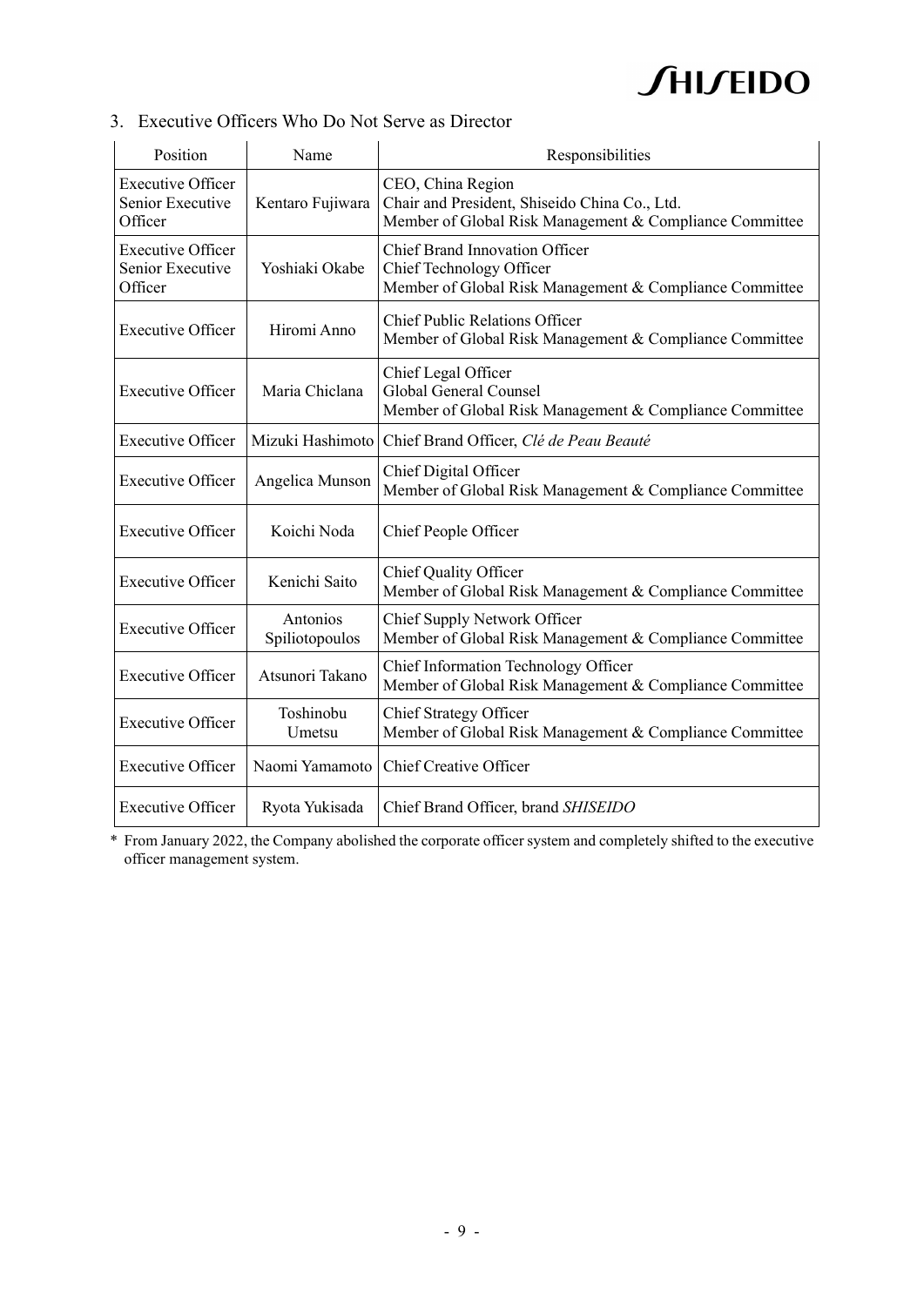## 3. Executive Officers Who Do Not Serve as Director

| Position | Name | Responsibilities |
|---|---|---|
| Executive Officer<br>Senior Executive Officer | Kentaro Fujiwara | CEO, China Region<br>Chair and President, Shiseido China Co., Ltd.<br>Member of Global Risk Management & Compliance Committee |
| Executive Officer<br>Senior Executive Officer | Yoshiaki Okabe | Chief Brand Innovation Officer<br>Chief Technology Officer<br>Member of Global Risk Management & Compliance Committee |
| Executive Officer | Hiromi Anno | Chief Public Relations Officer<br>Member of Global Risk Management & Compliance Committee |
| Executive Officer | Maria Chiclana | Chief Legal Officer<br>Global General Counsel<br>Member of Global Risk Management & Compliance Committee |
| Executive Officer | Mizuki Hashimoto | Chief Brand Officer, *Clé de Peau Beauté* |
| Executive Officer | Angelica Munson | Chief Digital Officer<br>Member of Global Risk Management & Compliance Committee |
| Executive Officer | Koichi Noda | Chief People Officer |
| Executive Officer | Kenichi Saito | Chief Quality Officer<br>Member of Global Risk Management & Compliance Committee |
| Executive Officer | Antonios Spiliotopoulos | Chief Supply Network Officer<br>Member of Global Risk Management & Compliance Committee |
| Executive Officer | Atsunori Takano | Chief Information Technology Officer<br>Member of Global Risk Management & Compliance Committee |
| Executive Officer | Toshinobu Umetsu | Chief Strategy Officer<br>Member of Global Risk Management & Compliance Committee |
| Executive Officer | Naomi Yamamoto | Chief Creative Officer |
| Executive Officer | Ryota Yukisada | Chief Brand Officer, brand *SHISEIDO* |

\* From January 2022, the Company abolished the corporate officer system and completely shifted to the executive officer management system.